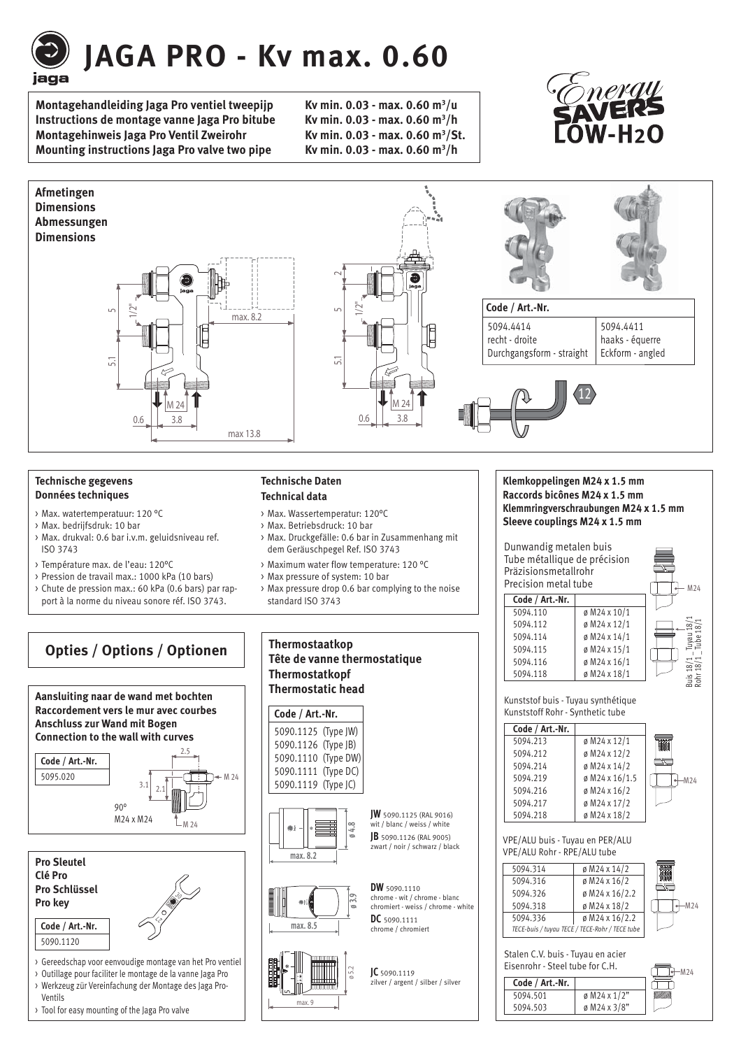# JAGA PRO - Kv max. 0.60

**Montagehandleiding Jaga Pro ventiel tweepijp** Kv min. 0.03 - max. 0.60 m³/u
**Instructions de montage vanne Jaga Pro bitube** Kv min. 0.03 - max. 0.60 m³/h
**Montagehinweis Jaga Pro Ventil Zweirohr** Kv min. 0.03 - max. 0.60 m³/St.
**Mounting instructions Jaga Pro valve two pipe** Kv min. 0.03 - max. 0.60 m³/h

## Afmetingen / Dimensions / Abmessungen / Dimensions

| Code / Art.-Nr. | |
|---|---|
| 5094.4414 recht - droite Durchgangsform - straight | 5094.4411 haaks - équerre Eckform - angled |

### Technische gegevens / Données techniques

- Max. watertemperatuur: 120 °C
- Max. bedrijfsdruk: 10 bar
- Max. drukval: 0.6 bar i.v.m. geluidsniveau ref. ISO 3743
- Température max. de l'eau: 120°C
- Pression de travail max.: 1000 kPa (10 bars)
- Chute de pression max.: 60 kPa (0.6 bars) par rapport à la norme du niveau sonore réf. ISO 3743.

### Technische Daten / Technical data

- Max. Wassertemperatur: 120°C
- Max. Betriebsdruck: 10 bar
- Max. Druckgefälle: 0.6 bar in Zusammenhang mit dem Geräuschpegel Ref. ISO 3743
- Maximum water flow temperature: 120 °C
- Max pressure of system: 10 bar
- Max pressure drop 0.6 bar complying to the noise standard ISO 3743

## Opties / Options / Optionen

### Aansluiting naar de wand met bochten / Raccordement vers le mur avec courbes / Anschluss zur Wand mit Bogen / Connection to the wall with curves

| Code / Art.-Nr. |
|---|
| 5095.020 |

90° M24 x M24

### Pro Sleutel / Clé Pro / Pro Schlüssel / Pro key

| Code / Art.-Nr. |
|---|
| 5090.1120 |

- Gereedschap voor eenvoudige montage van het Pro ventiel
- Outillage pour faciliter le montage de la vanne Jaga Pro
- Werkzeug zür Vereinfachung der Montage des Jaga Pro-Ventils
- Tool for easy mounting of the Jaga Pro valve

### Thermostaatkop / Tête de vanne thermostatique / Thermostatkopf / Thermostatic head

| Code / Art.-Nr. |
|---|
| 5090.1125 (Type JW) |
| 5090.1126 (Type JB) |
| 5090.1110 (Type DW) |
| 5090.1111 (Type DC) |
| 5090.1119 (Type JC) |

**JW** 5090.1125 (RAL 9016) wit / blanc / weiss / white
**JB** 5090.1126 (RAL 9005) zwart / noir / schwarz / black

**DW** 5090.1110 chrome - wit / chrome - blanc chromiert - weiss / chrome - white
**DC** 5090.1111 chrome / chromiert

**JC** 5090.1119 zilver / argent / silber / silver

### Klemkoppelingen M24 x 1.5 mm / Raccords bicônes M24 x 1.5 mm / Klemmringverschraubungen M24 x 1.5 mm / Sleeve couplings M24 x 1.5 mm

Dunwandig metalen buis / Tube métallique de précision / Präzisionsmetallrohr / Precision metal tube

| Code / Art.-Nr. | |
|---|---|
| 5094.110 | ø M24 x 10/1 |
| 5094.112 | ø M24 x 12/1 |
| 5094.114 | ø M24 x 14/1 |
| 5094.115 | ø M24 x 15/1 |
| 5094.116 | ø M24 x 16/1 |
| 5094.118 | ø M24 x 18/1 |

Buis 18/1 _ Tuyau 18/1 / Rohr 18/1 _ Tube 18/1

Kunststof buis - Tuyau synthétique / Kunststoff Rohr - Synthetic tube

| Code / Art.-Nr. | |
|---|---|
| 5094.213 | ø M24 x 12/1 |
| 5094.212 | ø M24 x 12/2 |
| 5094.214 | ø M24 x 14/2 |
| 5094.219 | ø M24 x 16/1.5 |
| 5094.216 | ø M24 x 16/2 |
| 5094.217 | ø M24 x 17/2 |
| 5094.218 | ø M24 x 18/2 |

VPE/ALU buis - Tuyau en PER/ALU / VPE/ALU Rohr - RPE/ALU tube

| | |
|---|---|
| 5094.314 | ø M24 x 14/2 |
| 5094.316 | ø M24 x 16/2 |
| 5094.326 | ø M24 x 16/2.2 |
| 5094.318 | ø M24 x 18/2 |
| 5094.336 | ø M24 x 16/2.2 |

*TECE-buis / tuyau TECE / TECE-Rohr / TECE tube*

Stalen C.V. buis - Tuyau en acier / Eisenrohr - Steel tube for C.H.

| Code / Art.-Nr. | |
|---|---|
| 5094.501 | ø M24 x 1/2" |
| 5094.503 | ø M24 x 3/8" |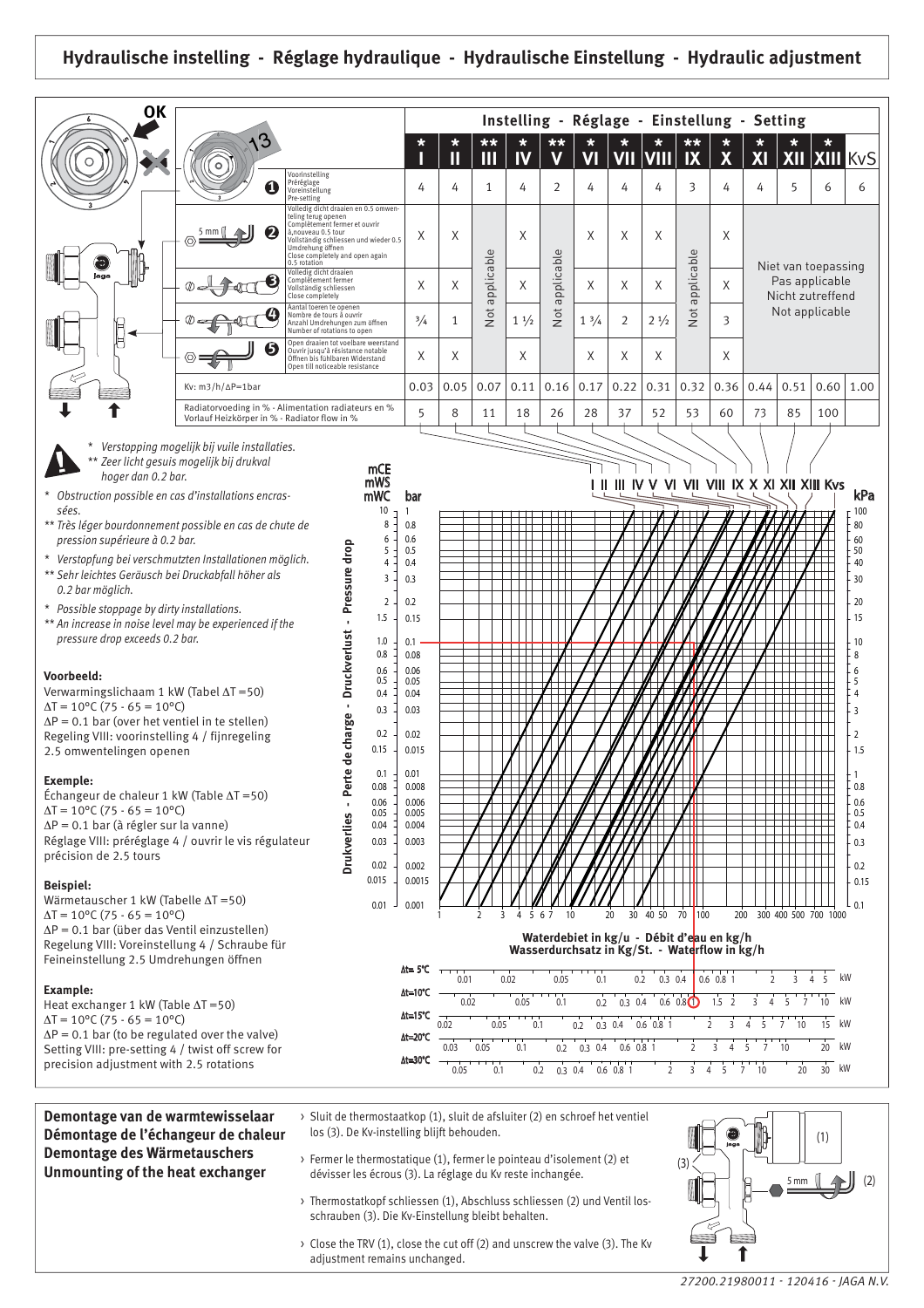# Hydraulische instelling - Réglage hydraulique - Hydraulische Einstellung - Hydraulic adjustment

OK

13

| | | Instelling - Réglage - Einstellung - Setting | | | | | | | | | | | | | |
|---|---|---|---|---|---|---|---|---|---|---|---|---|---|---|---|
| | | * I | * II | ** III | * IV | ** V | * VI | * VII | * VIII | ** IX | * X | * XI | * XII | * XIII | KvS |
| ❶ | Voorinstelling / Préréglage / Voreinstellung / Pre-setting | 4 | 4 | 1 | 4 | 2 | 4 | 4 | 4 | 3 | 4 | 4 | 5 | 6 | 6 |
| ❷ 5 mm | Volledig dicht draaien en 0.5 omwenteling terug openen / Complètement fermer et ouvrir à nouveau 0.5 tour / Vollständig schliessen und wieder 0.5 Umdrehung öffnen / Close completely and open again 0.5 rotation | X | X | Not applicable | X | Not applicable | X | X | X | Not applicable | X | Niet van toepassing / Pas applicable / Nicht zutreffend / Not applicable | | | |
| ❸ | Volledig dicht draaien / Complètement fermer / Vollständig schliessen / Close completely | X | X | | X | | X | X | X | | X | | | | |
| ❹ | Aantal toeren te openen / Nombre de tours à ouvrir / Anzahl Umdrehungen zum öffnen / Number of rotations to open | ¾ | 1 | | 1 ½ | | 1 ¾ | 2 | 2 ½ | | 3 | | | | |
| ❺ | Open draaien tot voelbare weerstand / Ouvrir jusqu'à résistance notable / Öffnen bis fühlbaren Widerstand / Open till noticeable resistance | X | X | | X | | X | X | X | | X | | | | |
| | Kv: m3/h/ΔP=1bar | 0.03 | 0.05 | 0.07 | 0.11 | 0.16 | 0.17 | 0.22 | 0.31 | 0.32 | 0.36 | 0.44 | 0.51 | 0.60 | 1.00 |
| | Radiatorvoeding in % - Alimentation radiateurs en % / Vorlauf Heizkörper in % - Radiator flow in % | 5 | 8 | 11 | 18 | 26 | 28 | 37 | 52 | 53 | 60 | 73 | 85 | 100 | |

\* *Verstopping mogelijk bij vuile installaties.*
** *Zeer licht gesuis mogelijk bij drukval hoger dan 0.2 bar.*

\* *Obstruction possible en cas d'installations encrassées.*
** *Très léger bourdonnement possible en cas de chute de pression supérieure à 0.2 bar.*

\* *Verstopfung bei verschmutzten Installationen möglich.*
** *Sehr leichtes Geräusch bei Druckabfall höher als 0.2 bar möglich.*

\* *Possible stoppage by dirty installations.*
** *An increase in noise level may be experienced if the pressure drop exceeds 0.2 bar.*

### Voorbeeld:
Verwarmingslichaam 1 kW (Tabel ΔT =50)
ΔT = 10°C (75 - 65 = 10°C)
ΔP = 0.1 bar (over het ventiel in te stellen)
Regeling VIII: voorinstelling 4 / fijnregeling 2.5 omwentelingen openen

### Exemple:
Échangeur de chaleur 1 kW (Table ΔT =50)
ΔT = 10°C (75 - 65 = 10°C)
ΔP = 0.1 bar (à régler sur la vanne)
Réglage VIII: préréglage 4 / ouvrir le vis régulateur précision de 2.5 tours

### Beispiel:
Wärmetauscher 1 kW (Tabelle ΔT =50)
ΔT = 10°C (75 - 65 = 10°C)
ΔP = 0.1 bar (über das Ventil einzustellen)
Regelung VIII: Voreinstellung 4 / Schraube für Feineinstellung 2.5 Umdrehungen öffnen

### Example:
Heat exchanger 1 kW (Table ΔT =50)
ΔT = 10°C (75 - 65 = 10°C)
ΔP = 0.1 bar (to be regulated over the valve)
Setting VIII: pre-setting 4 / twist off screw for precision adjustment with 2.5 rotations

mCE mWS mWC | bar | kPa

Drukverlies - Perte de charge - Druckverlust - Pressure drop

I II III IV V VI VII VIII IX X XI XII XIII Kvs

Waterdebiet in kg/u - Débit d'eau en kg/h
Wasserdurchsatz in Kg/St. - Waterflow in kg/h

Δt= 5°C, Δt=10°C, Δt=15°C, Δt=20°C, Δt=30°C — kW

## Demontage van de warmtewisselaar
## Démontage de l'échangeur de chaleur
## Demontage des Wärmetauschers
## Unmounting of the heat exchanger

› Sluit de thermostaatkop (1), sluit de afsluiter (2) en schroef het ventiel los (3). De Kv-instelling blijft behouden.

› Fermer le thermostatique (1), fermer le pointeau d'isolement (2) et dévisser les écrous (3). La réglage du Kv reste inchangée.

› Thermostatkopf schliessen (1), Abschluss schliessen (2) und Ventil losschrauben (3). Die Kv-Einstellung bleibt behalten.

› Close the TRV (1), close the cut off (2) and unscrew the valve (3). The Kv adjustment remains unchanged.

(1) (2) (3) 5 mm

27200.21980011 - 120416 - JAGA N.V.